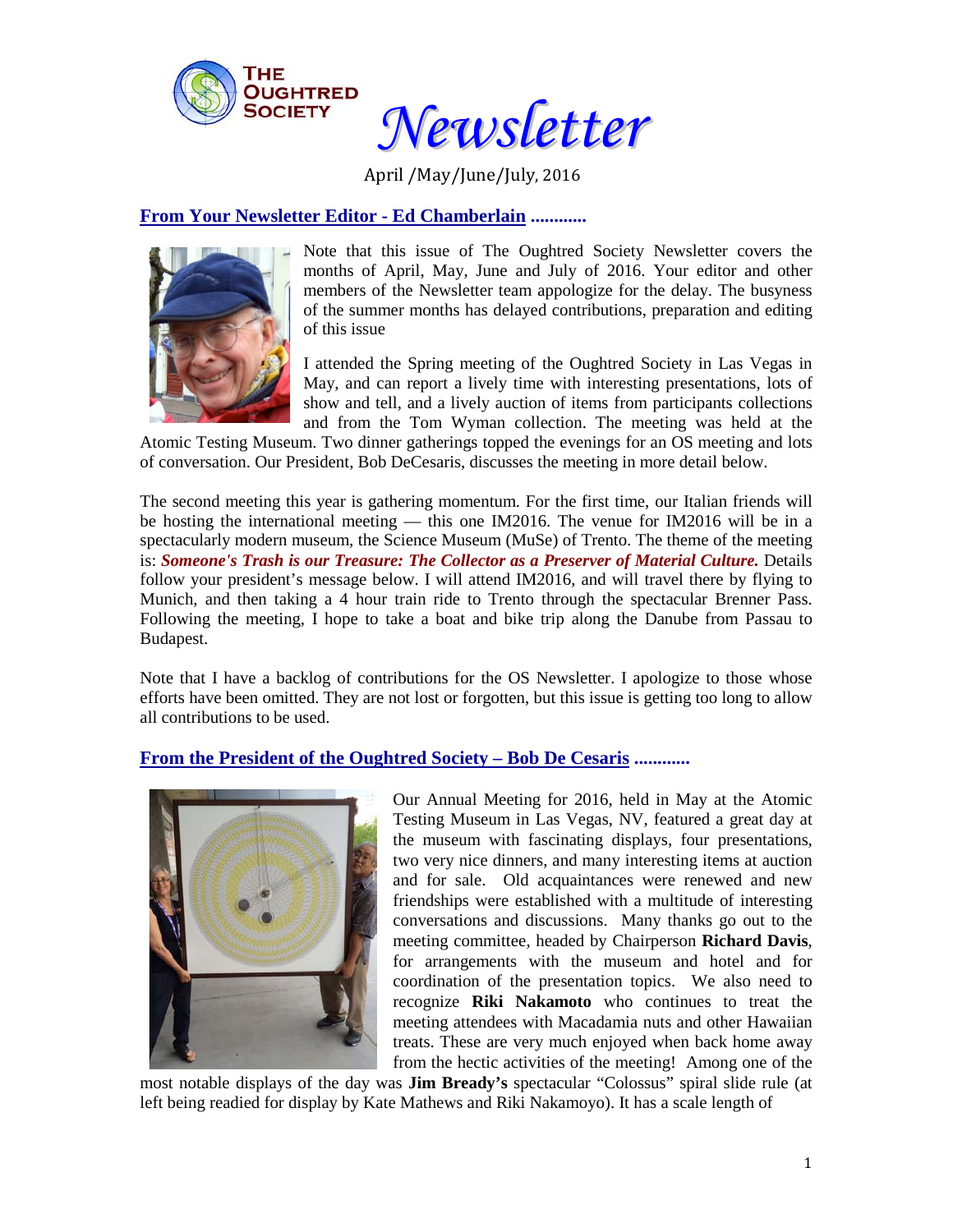# The Oughtred Society *Newsletter*

April /May/June/July, 2016

## From Your Newsletter Editor - Ed Chamberlain ............

Note that this issue of The Oughtred Society Newsletter covers the months of April, May, June and July of 2016. Your editor and other members of the Newsletter team appologize for the delay. The busyness of the summer months has delayed contributions, preparation and editing of this issue

I attended the Spring meeting of the Oughtred Society in Las Vegas in May, and can report a lively time with interesting presentations, lots of show and tell, and a lively auction of items from participants collections and from the Tom Wyman collection. The meeting was held at the Atomic Testing Museum. Two dinner gatherings topped the evenings for an OS meeting and lots of conversation. Our President, Bob DeCesaris, discusses the meeting in more detail below.

The second meeting this year is gathering momentum. For the first time, our Italian friends will be hosting the international meeting — this one IM2016. The venue for IM2016 will be in a spectacularly modern museum, the Science Museum (MuSe) of Trento. The theme of the meeting is: ***Someone's Trash is our Treasure: The Collector as a Preserver of Material Culture.*** Details follow your president's message below. I will attend IM2016, and will travel there by flying to Munich, and then taking a 4 hour train ride to Trento through the spectacular Brenner Pass. Following the meeting, I hope to take a boat and bike trip along the Danube from Passau to Budapest.

Note that I have a backlog of contributions for the OS Newsletter. I apologize to those whose efforts have been omitted. They are not lost or forgotten, but this issue is getting too long to allow all contributions to be used.

## From the President of the Oughtred Society – Bob De Cesaris ............

Our Annual Meeting for 2016, held in May at the Atomic Testing Museum in Las Vegas, NV, featured a great day at the museum with fascinating displays, four presentations, two very nice dinners, and many interesting items at auction and for sale. Old acquaintances were renewed and new friendships were established with a multitude of interesting conversations and discussions. Many thanks go out to the meeting committee, headed by Chairperson **Richard Davis**, for arrangements with the museum and hotel and for coordination of the presentation topics. We also need to recognize **Riki Nakamoto** who continues to treat the meeting attendees with Macadamia nuts and other Hawaiian treats. These are very much enjoyed when back home away from the hectic activities of the meeting! Among one of the most notable displays of the day was **Jim Bready's** spectacular "Colossus" spiral slide rule (at left being readied for display by Kate Mathews and Riki Nakamoyo). It has a scale length of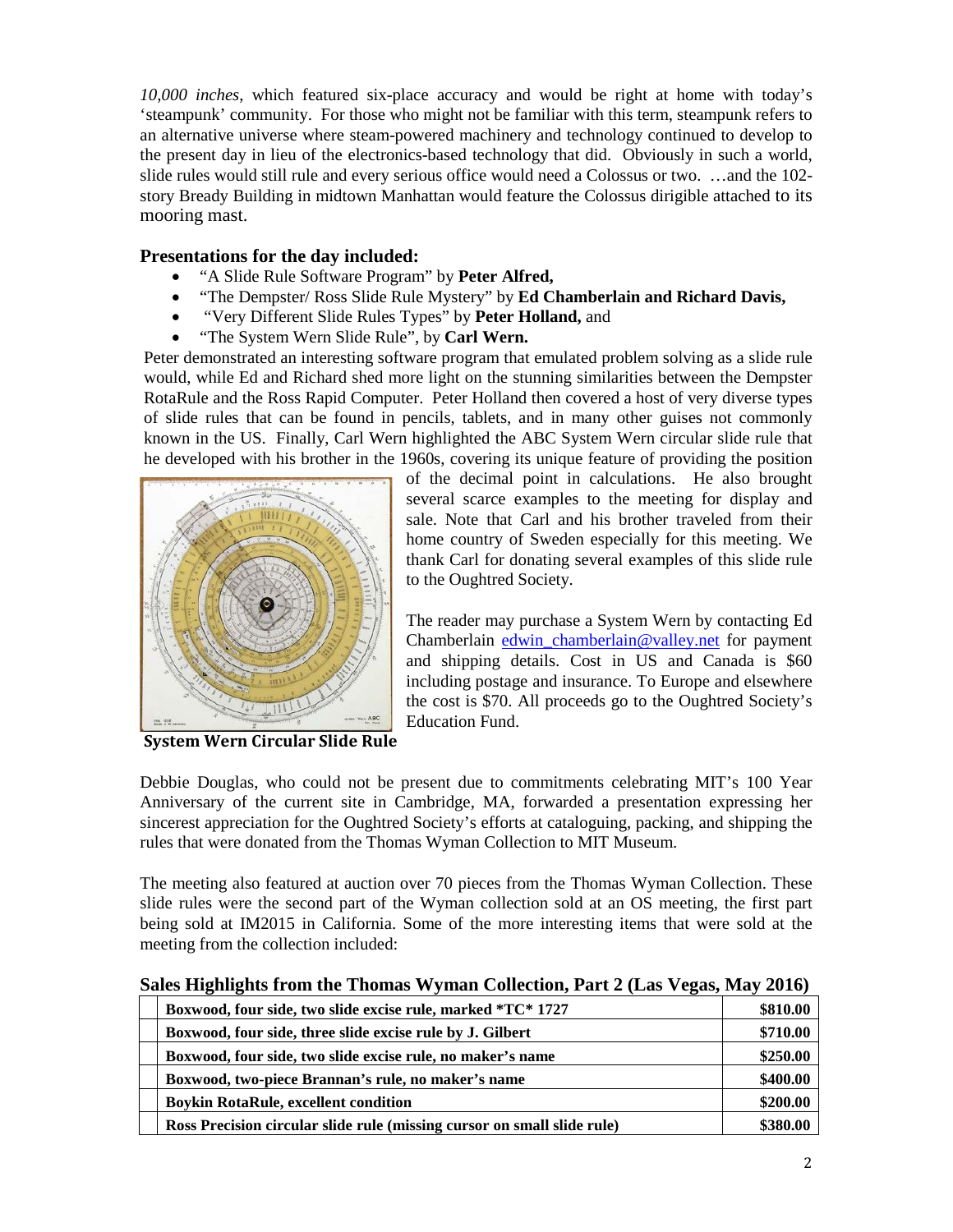*10,000 inches*, which featured six-place accuracy and would be right at home with today's 'steampunk' community. For those who might not be familiar with this term, steampunk refers to an alternative universe where steam-powered machinery and technology continued to develop to the present day in lieu of the electronics-based technology that did. Obviously in such a world, slide rules would still rule and every serious office would need a Colossus or two. …and the 102-story Bready Building in midtown Manhattan would feature the Colossus dirigible attached to its mooring mast.

### Presentations for the day included:

- "A Slide Rule Software Program" by **Peter Alfred,**
- "The Dempster/ Ross Slide Rule Mystery" by **Ed Chamberlain and Richard Davis,**
- "Very Different Slide Rules Types" by **Peter Holland,** and
- "The System Wern Slide Rule", by **Carl Wern.**

Peter demonstrated an interesting software program that emulated problem solving as a slide rule would, while Ed and Richard shed more light on the stunning similarities between the Dempster RotaRule and the Ross Rapid Computer. Peter Holland then covered a host of very diverse types of slide rules that can be found in pencils, tablets, and in many other guises not commonly known in the US. Finally, Carl Wern highlighted the ABC System Wern circular slide rule that he developed with his brother in the 1960s, covering its unique feature of providing the position of the decimal point in calculations. He also brought several scarce examples to the meeting for display and sale. Note that Carl and his brother traveled from their home country of Sweden especially for this meeting. We thank Carl for donating several examples of this slide rule to the Oughtred Society.

**System Wern Circular Slide Rule**

The reader may purchase a System Wern by contacting Ed Chamberlain edwin_chamberlain@valley.net for payment and shipping details. Cost in US and Canada is $60 including postage and insurance. To Europe and elsewhere the cost is $70. All proceeds go to the Oughtred Society's Education Fund.

Debbie Douglas, who could not be present due to commitments celebrating MIT's 100 Year Anniversary of the current site in Cambridge, MA, forwarded a presentation expressing her sincerest appreciation for the Oughtred Society's efforts at cataloguing, packing, and shipping the rules that were donated from the Thomas Wyman Collection to MIT Museum.

The meeting also featured at auction over 70 pieces from the Thomas Wyman Collection. These slide rules were the second part of the Wyman collection sold at an OS meeting, the first part being sold at IM2015 in California. Some of the more interesting items that were sold at the meeting from the collection included:

### Sales Highlights from the Thomas Wyman Collection, Part 2 (Las Vegas, May 2016)

| | | |
|---|---|---|
| | **Boxwood, four side, two slide excise rule, marked *TC* 1727** | **$810.00** |
| | **Boxwood, four side, three slide excise rule by J. Gilbert** | **$710.00** |
| | **Boxwood, four side, two slide excise rule, no maker's name** | **$250.00** |
| | **Boxwood, two-piece Brannan's rule, no maker's name** | **$400.00** |
| | **Boykin RotaRule, excellent condition** | **$200.00** |
| | **Ross Precision circular slide rule (missing cursor on small slide rule)** | **$380.00** |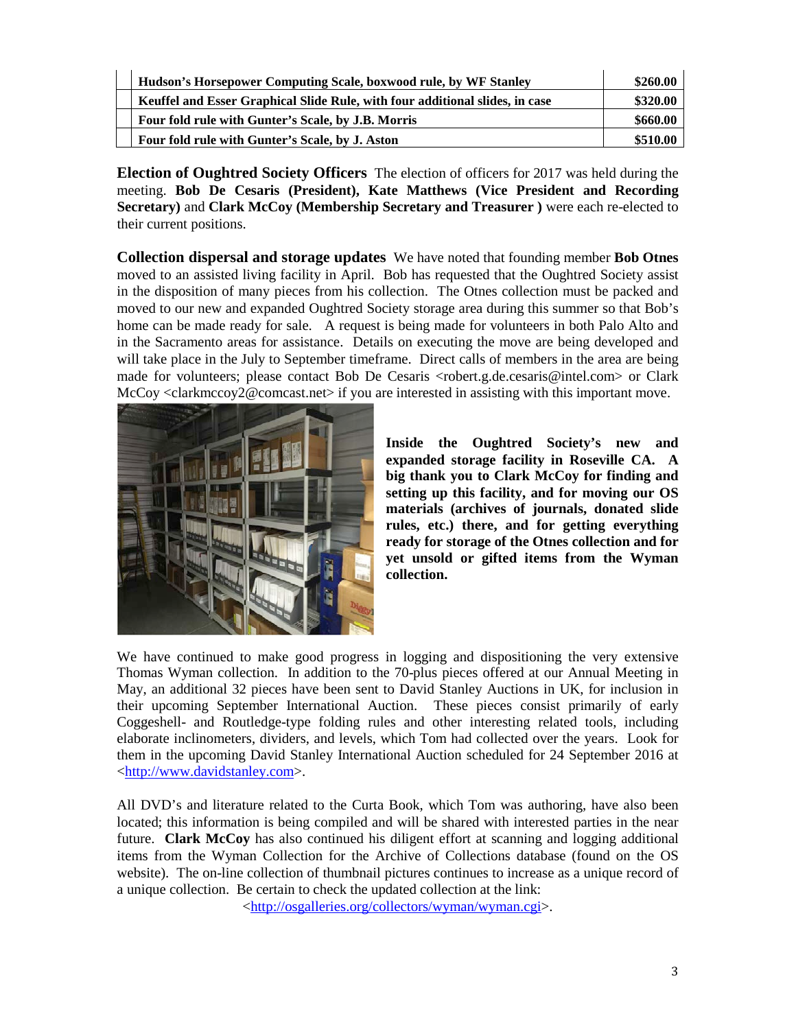| | | |
|---|---|---|
| | **Hudson's Horsepower Computing Scale, boxwood rule, by WF Stanley** | **$260.00** |
| | **Keuffel and Esser Graphical Slide Rule, with four additional slides, in case** | **$320.00** |
| | **Four fold rule with Gunter's Scale, by J.B. Morris** | **$660.00** |
| | **Four fold rule with Gunter's Scale, by J. Aston** | **$510.00** |

**Election of Oughtred Society Officers** The election of officers for 2017 was held during the meeting. **Bob De Cesaris (President), Kate Matthews (Vice President and Recording Secretary)** and **Clark McCoy (Membership Secretary and Treasurer )** were each re-elected to their current positions.

**Collection dispersal and storage updates** We have noted that founding member **Bob Otnes** moved to an assisted living facility in April. Bob has requested that the Oughtred Society assist in the disposition of many pieces from his collection. The Otnes collection must be packed and moved to our new and expanded Oughtred Society storage area during this summer so that Bob's home can be made ready for sale. A request is being made for volunteers in both Palo Alto and in the Sacramento areas for assistance. Details on executing the move are being developed and will take place in the July to September timeframe. Direct calls of members in the area are being made for volunteers; please contact Bob De Cesaris <robert.g.de.cesaris@intel.com> or Clark McCoy <clarkmccoy2@comcast.net> if you are interested in assisting with this important move.

**Inside the Oughtred Society's new and expanded storage facility in Roseville CA. A big thank you to Clark McCoy for finding and setting up this facility, and for moving our OS materials (archives of journals, donated slide rules, etc.) there, and for getting everything ready for storage of the Otnes collection and for yet unsold or gifted items from the Wyman collection.**

We have continued to make good progress in logging and dispositioning the very extensive Thomas Wyman collection. In addition to the 70-plus pieces offered at our Annual Meeting in May, an additional 32 pieces have been sent to David Stanley Auctions in UK, for inclusion in their upcoming September International Auction. These pieces consist primarily of early Coggeshell- and Routledge-type folding rules and other interesting related tools, including elaborate inclinometers, dividers, and levels, which Tom had collected over the years. Look for them in the upcoming David Stanley International Auction scheduled for 24 September 2016 at <http://www.davidstanley.com>.

All DVD's and literature related to the Curta Book, which Tom was authoring, have also been located; this information is being compiled and will be shared with interested parties in the near future. **Clark McCoy** has also continued his diligent effort at scanning and logging additional items from the Wyman Collection for the Archive of Collections database (found on the OS website). The on-line collection of thumbnail pictures continues to increase as a unique record of a unique collection. Be certain to check the updated collection at the link:

<http://osgalleries.org/collectors/wyman/wyman.cgi>.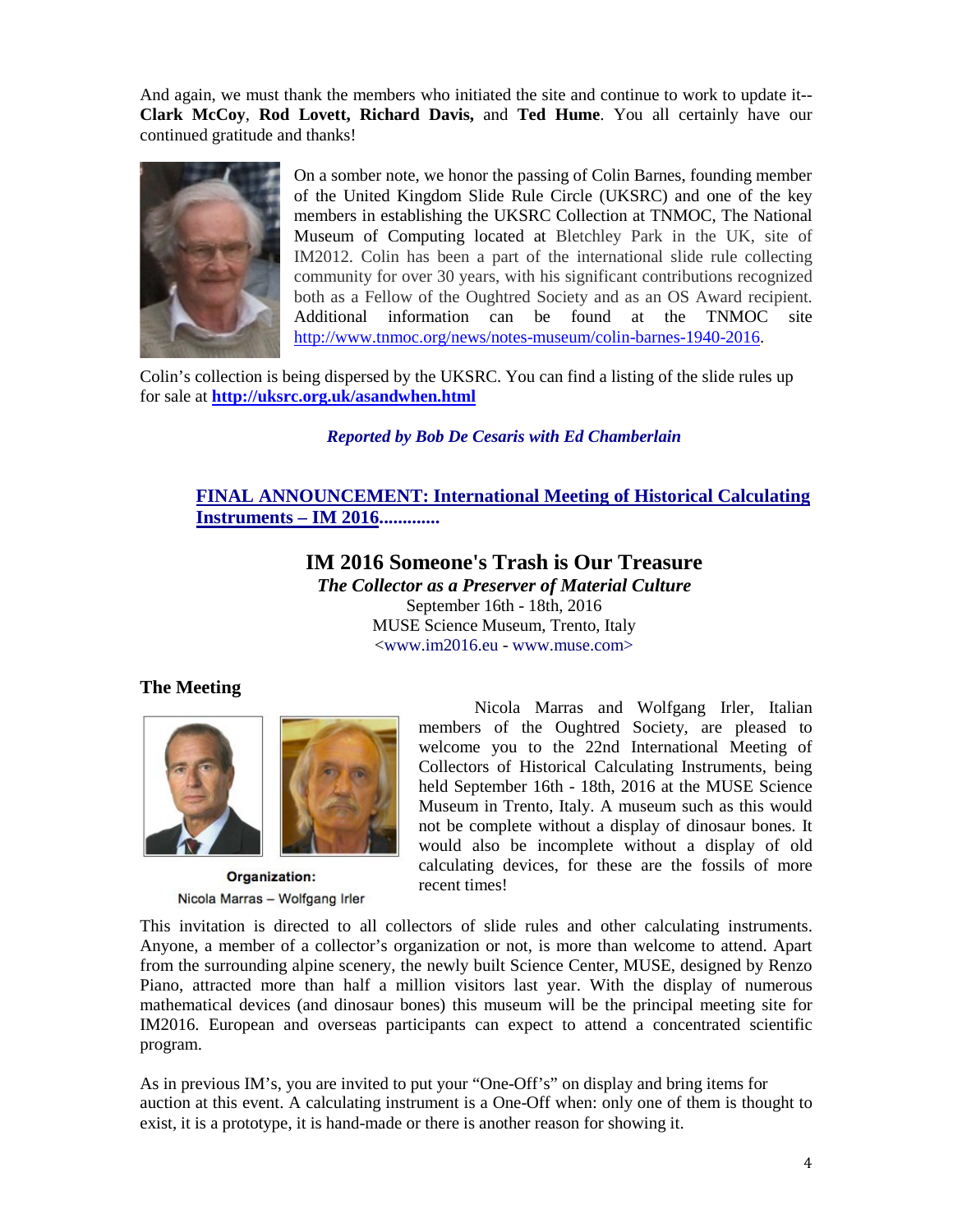And again, we must thank the members who initiated the site and continue to work to update it--**Clark McCoy**, **Rod Lovett, Richard Davis,** and **Ted Hume**. You all certainly have our continued gratitude and thanks!

On a somber note, we honor the passing of Colin Barnes, founding member of the United Kingdom Slide Rule Circle (UKSRC) and one of the key members in establishing the UKSRC Collection at TNMOC, The National Museum of Computing located at Bletchley Park in the UK, site of IM2012. Colin has been a part of the international slide rule collecting community for over 30 years, with his significant contributions recognized both as a Fellow of the Oughtred Society and as an OS Award recipient. Additional information can be found at the TNMOC site http://www.tnmoc.org/news/notes-museum/colin-barnes-1940-2016.

Colin's collection is being dispersed by the UKSRC. You can find a listing of the slide rules up for sale at **http://uksrc.org.uk/asandwhen.html**

***Reported by Bob De Cesaris with Ed Chamberlain***

## FINAL ANNOUNCEMENT: International Meeting of Historical Calculating Instruments – IM 2016............

## IM 2016 Someone's Trash is Our Treasure

***The Collector as a Preserver of Material Culture***

September 16th - 18th, 2016

MUSE Science Museum, Trento, Italy

<www.im2016.eu - www.muse.com>

### The Meeting

**Organization:**
Nicola Marras – Wolfgang Irler

Nicola Marras and Wolfgang Irler, Italian members of the Oughtred Society, are pleased to welcome you to the 22nd International Meeting of Collectors of Historical Calculating Instruments, being held September 16th - 18th, 2016 at the MUSE Science Museum in Trento, Italy. A museum such as this would not be complete without a display of dinosaur bones. It would also be incomplete without a display of old calculating devices, for these are the fossils of more recent times!

This invitation is directed to all collectors of slide rules and other calculating instruments. Anyone, a member of a collector's organization or not, is more than welcome to attend. Apart from the surrounding alpine scenery, the newly built Science Center, MUSE, designed by Renzo Piano, attracted more than half a million visitors last year. With the display of numerous mathematical devices (and dinosaur bones) this museum will be the principal meeting site for IM2016. European and overseas participants can expect to attend a concentrated scientific program.

As in previous IM's, you are invited to put your "One-Off's" on display and bring items for auction at this event. A calculating instrument is a One-Off when: only one of them is thought to exist, it is a prototype, it is hand-made or there is another reason for showing it.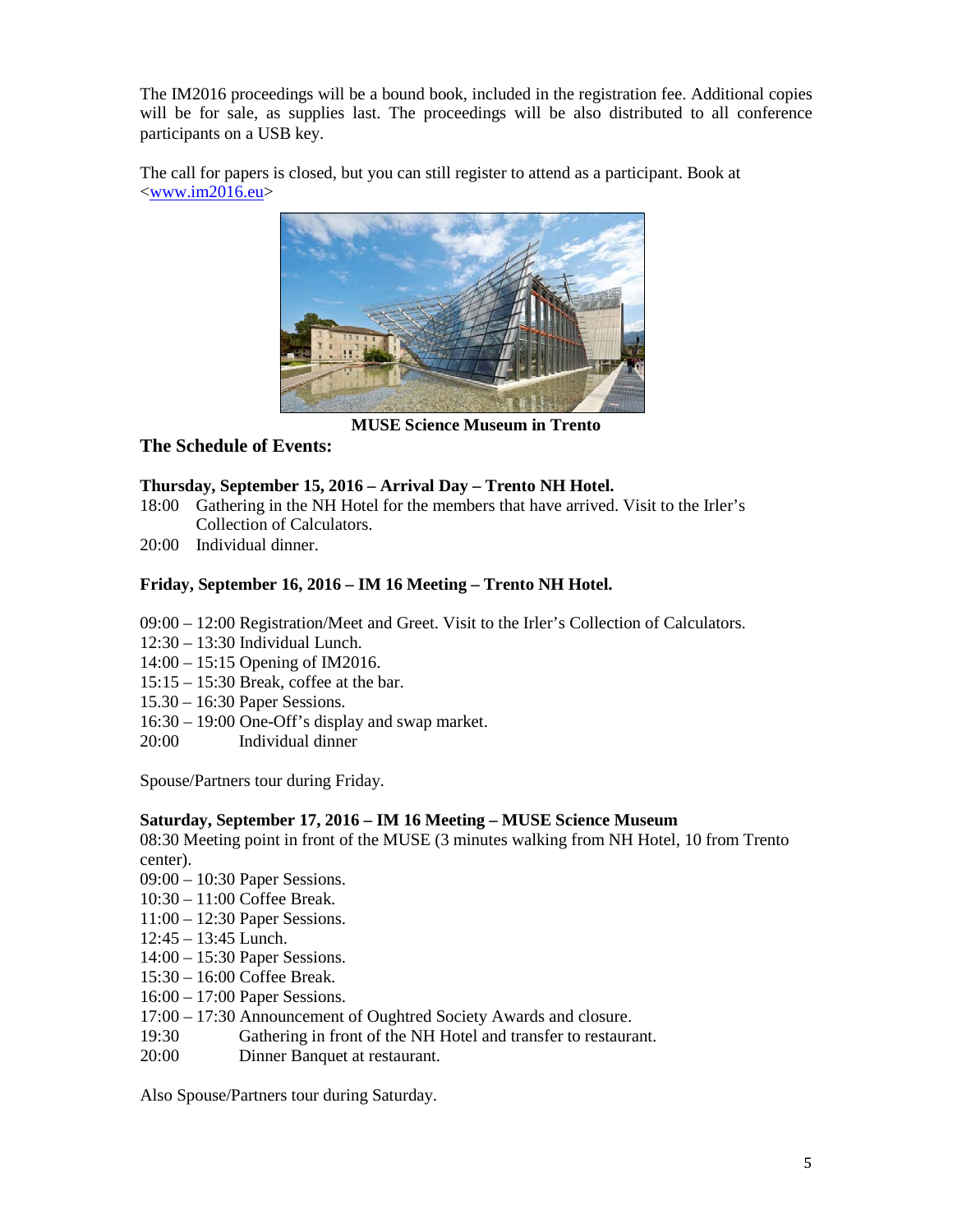The IM2016 proceedings will be a bound book, included in the registration fee. Additional copies will be for sale, as supplies last. The proceedings will be also distributed to all conference participants on a USB key.

The call for papers is closed, but you can still register to attend as a participant. Book at <www.im2016.eu>

**MUSE Science Museum in Trento**

### The Schedule of Events:

**Thursday, September 15, 2016 – Arrival Day – Trento NH Hotel.**

18:00 Gathering in the NH Hotel for the members that have arrived. Visit to the Irler's Collection of Calculators.
20:00 Individual dinner.

**Friday, September 16, 2016 – IM 16 Meeting – Trento NH Hotel.**

09:00 – 12:00 Registration/Meet and Greet. Visit to the Irler's Collection of Calculators.
12:30 – 13:30 Individual Lunch.
14:00 – 15:15 Opening of IM2016.
15:15 – 15:30 Break, coffee at the bar.
15.30 – 16:30 Paper Sessions.
16:30 – 19:00 One-Off's display and swap market.
20:00 Individual dinner

Spouse/Partners tour during Friday.

**Saturday, September 17, 2016 – IM 16 Meeting – MUSE Science Museum**

08:30 Meeting point in front of the MUSE (3 minutes walking from NH Hotel, 10 from Trento center).
09:00 – 10:30 Paper Sessions.
10:30 – 11:00 Coffee Break.
11:00 – 12:30 Paper Sessions.
12:45 – 13:45 Lunch.
14:00 – 15:30 Paper Sessions.
15:30 – 16:00 Coffee Break.
16:00 – 17:00 Paper Sessions.
17:00 – 17:30 Announcement of Oughtred Society Awards and closure.
19:30 Gathering in front of the NH Hotel and transfer to restaurant.
20:00 Dinner Banquet at restaurant.

Also Spouse/Partners tour during Saturday.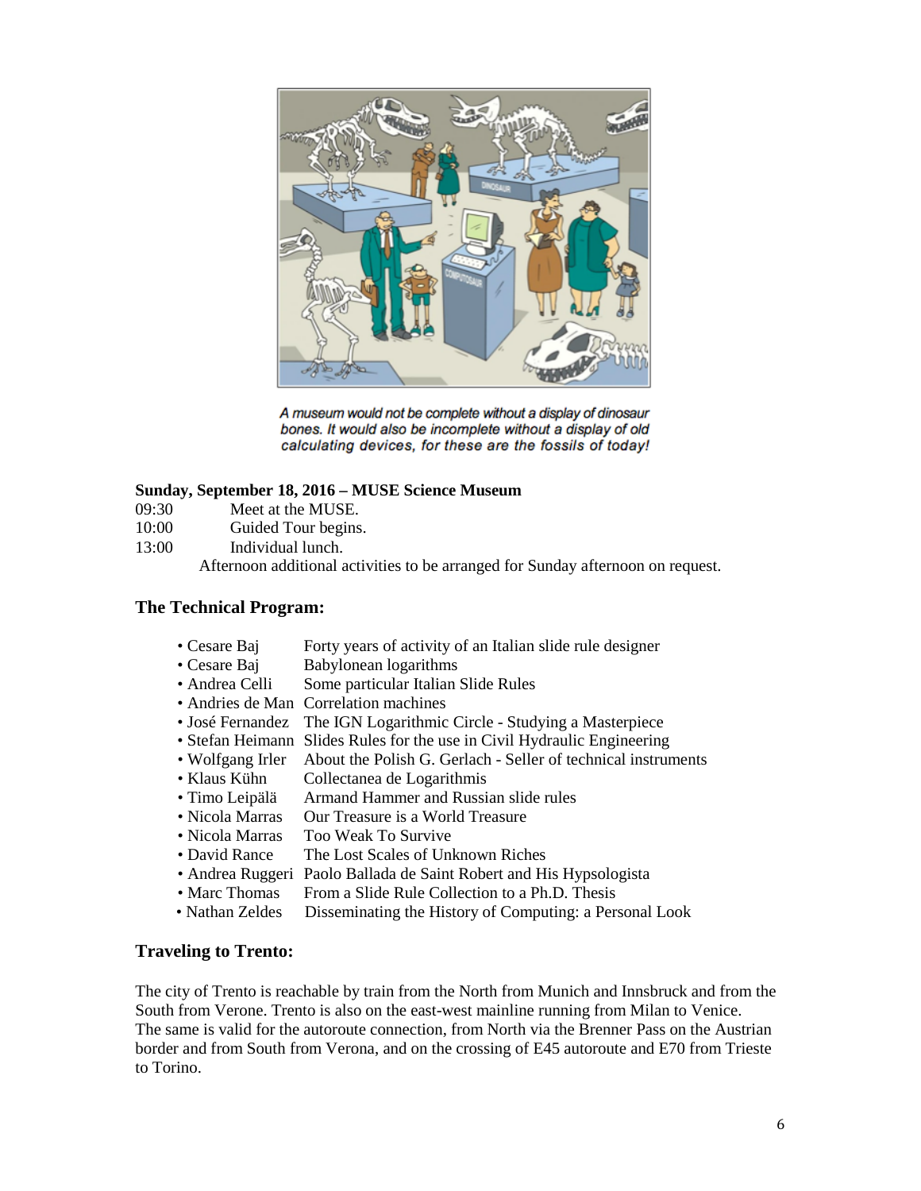*A museum would not be complete without a display of dinosaur bones. It would also be incomplete without a display of old calculating devices, for these are the fossils of today!*

**Sunday, September 18, 2016 – MUSE Science Museum**

09:30 Meet at the MUSE.
10:00 Guided Tour begins.
13:00 Individual lunch.
Afternoon additional activities to be arranged for Sunday afternoon on request.

## The Technical Program:

- Cesare Baj — Forty years of activity of an Italian slide rule designer
- Cesare Baj — Babylonean logarithms
- Andrea Celli — Some particular Italian Slide Rules
- Andries de Man — Correlation machines
- José Fernandez — The IGN Logarithmic Circle - Studying a Masterpiece
- Stefan Heimann — Slides Rules for the use in Civil Hydraulic Engineering
- Wolfgang Irler — About the Polish G. Gerlach - Seller of technical instruments
- Klaus Kühn — Collectanea de Logarithmis
- Timo Leipälä — Armand Hammer and Russian slide rules
- Nicola Marras — Our Treasure is a World Treasure
- Nicola Marras — Too Weak To Survive
- David Rance — The Lost Scales of Unknown Riches
- Andrea Ruggeri — Paolo Ballada de Saint Robert and His Hypsologista
- Marc Thomas — From a Slide Rule Collection to a Ph.D. Thesis
- Nathan Zeldes — Disseminating the History of Computing: a Personal Look

## Traveling to Trento:

The city of Trento is reachable by train from the North from Munich and Innsbruck and from the South from Verone. Trento is also on the east-west mainline running from Milan to Venice. The same is valid for the autoroute connection, from North via the Brenner Pass on the Austrian border and from South from Verona, and on the crossing of E45 autoroute and E70 from Trieste to Torino.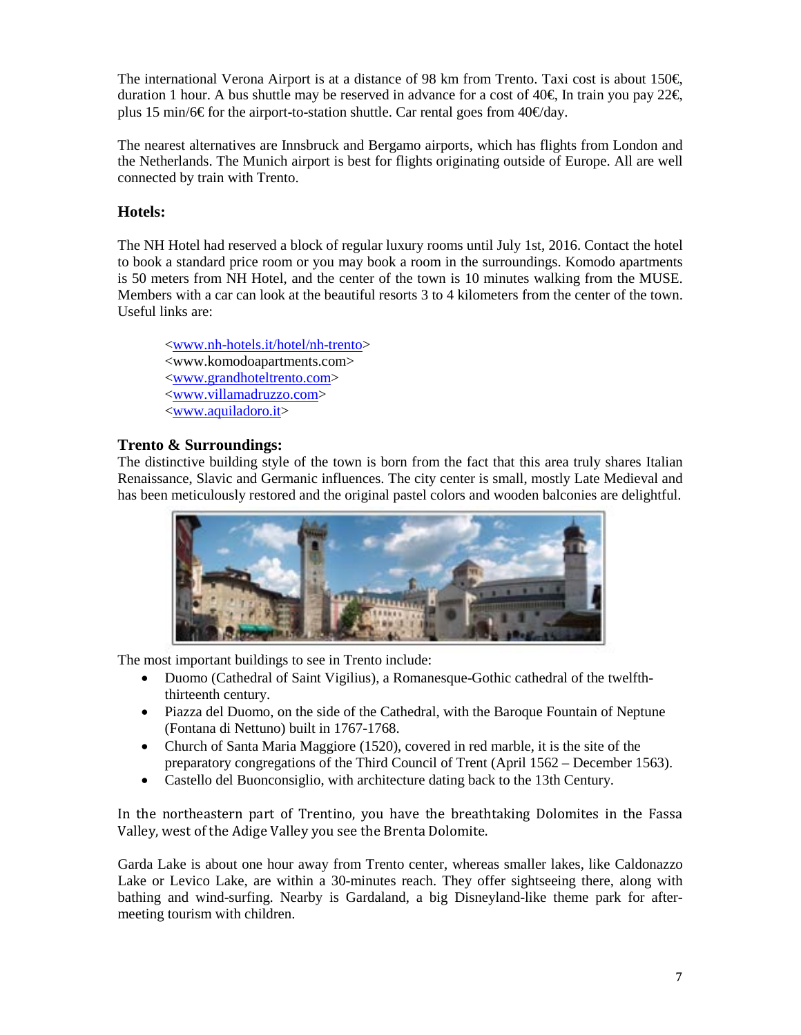The international Verona Airport is at a distance of 98 km from Trento. Taxi cost is about 150€, duration 1 hour. A bus shuttle may be reserved in advance for a cost of 40€, In train you pay 22€, plus 15 min/6€ for the airport-to-station shuttle. Car rental goes from 40€/day.

The nearest alternatives are Innsbruck and Bergamo airports, which has flights from London and the Netherlands. The Munich airport is best for flights originating outside of Europe. All are well connected by train with Trento.

### Hotels:

The NH Hotel had reserved a block of regular luxury rooms until July 1st, 2016. Contact the hotel to book a standard price room or you may book a room in the surroundings. Komodo apartments is 50 meters from NH Hotel, and the center of the town is 10 minutes walking from the MUSE. Members with a car can look at the beautiful resorts 3 to 4 kilometers from the center of the town. Useful links are:

<www.nh-hotels.it/hotel/nh-trento>
<www.komodoapartments.com>
<www.grandhoteltrento.com>
<www.villamadruzzo.com>
<www.aquiladoro.it>

### Trento & Surroundings:

The distinctive building style of the town is born from the fact that this area truly shares Italian Renaissance, Slavic and Germanic influences. The city center is small, mostly Late Medieval and has been meticulously restored and the original pastel colors and wooden balconies are delightful.

The most important buildings to see in Trento include:

- Duomo (Cathedral of Saint Vigilius), a Romanesque-Gothic cathedral of the twelfth-thirteenth century.
- Piazza del Duomo, on the side of the Cathedral, with the Baroque Fountain of Neptune (Fontana di Nettuno) built in 1767-1768.
- Church of Santa Maria Maggiore (1520), covered in red marble, it is the site of the preparatory congregations of the Third Council of Trent (April 1562 – December 1563).
- Castello del Buonconsiglio, with architecture dating back to the 13th Century.

In the northeastern part of Trentino, you have the breathtaking Dolomites in the Fassa Valley, west of the Adige Valley you see the Brenta Dolomite.

Garda Lake is about one hour away from Trento center, whereas smaller lakes, like Caldonazzo Lake or Levico Lake, are within a 30-minutes reach. They offer sightseeing there, along with bathing and wind-surfing. Nearby is Gardaland, a big Disneyland-like theme park for after-meeting tourism with children.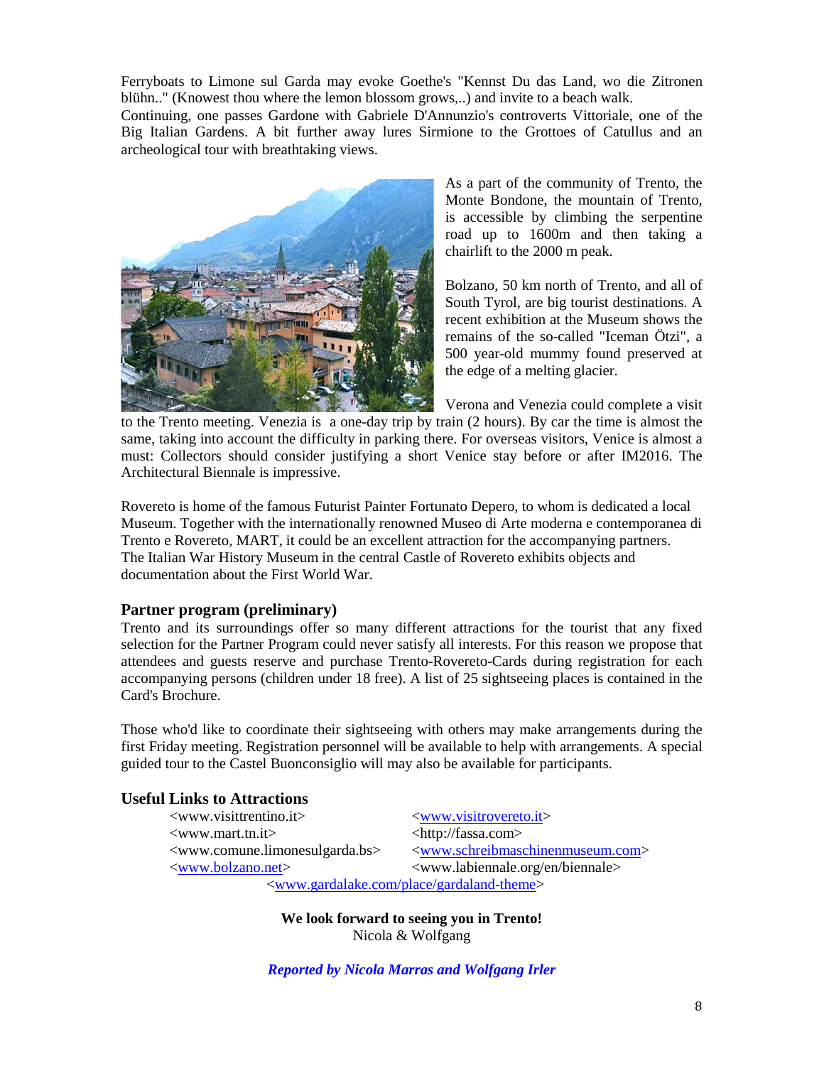Ferryboats to Limone sul Garda may evoke Goethe's "Kennst Du das Land, wo die Zitronen blühn.." (Knowest thou where the lemon blossom grows,..) and invite to a beach walk.
Continuing, one passes Gardone with Gabriele D'Annunzio's controverts Vittoriale, one of the Big Italian Gardens. A bit further away lures Sirmione to the Grottoes of Catullus and an archeological tour with breathtaking views.

As a part of the community of Trento, the Monte Bondone, the mountain of Trento, is accessible by climbing the serpentine road up to 1600m and then taking a chairlift to the 2000 m peak.

Bolzano, 50 km north of Trento, and all of South Tyrol, are big tourist destinations. A recent exhibition at the Museum shows the remains of the so-called "Iceman Ötzi", a 500 year-old mummy found preserved at the edge of a melting glacier.

Verona and Venezia could complete a visit to the Trento meeting. Venezia is a one-day trip by train (2 hours). By car the time is almost the same, taking into account the difficulty in parking there. For overseas visitors, Venice is almost a must: Collectors should consider justifying a short Venice stay before or after IM2016. The Architectural Biennale is impressive.

Rovereto is home of the famous Futurist Painter Fortunato Depero, to whom is dedicated a local Museum. Together with the internationally renowned Museo di Arte moderna e contemporanea di Trento e Rovereto, MART, it could be an excellent attraction for the accompanying partners.
The Italian War History Museum in the central Castle of Rovereto exhibits objects and documentation about the First World War.

### Partner program (preliminary)

Trento and its surroundings offer so many different attractions for the tourist that any fixed selection for the Partner Program could never satisfy all interests. For this reason we propose that attendees and guests reserve and purchase Trento-Rovereto-Cards during registration for each accompanying persons (children under 18 free). A list of 25 sightseeing places is contained in the Card's Brochure.

Those who'd like to coordinate their sightseeing with others may make arrangements during the first Friday meeting. Registration personnel will be available to help with arrangements. A special guided tour to the Castel Buonconsiglio will may also be available for participants.

### Useful Links to Attractions

<www.visittrentino.it>
<www.visitrovereto.it>
<www.mart.tn.it>
<http://fassa.com>
<www.comune.limonesulgarda.bs>
<www.schreibmaschinenmuseum.com>
<www.bolzano.net>
<www.labiennale.org/en/biennale>
<www.gardalake.com/place/gardaland-theme>

**We look forward to seeing you in Trento!**
Nicola & Wolfgang

***Reported by Nicola Marras and Wolfgang Irler***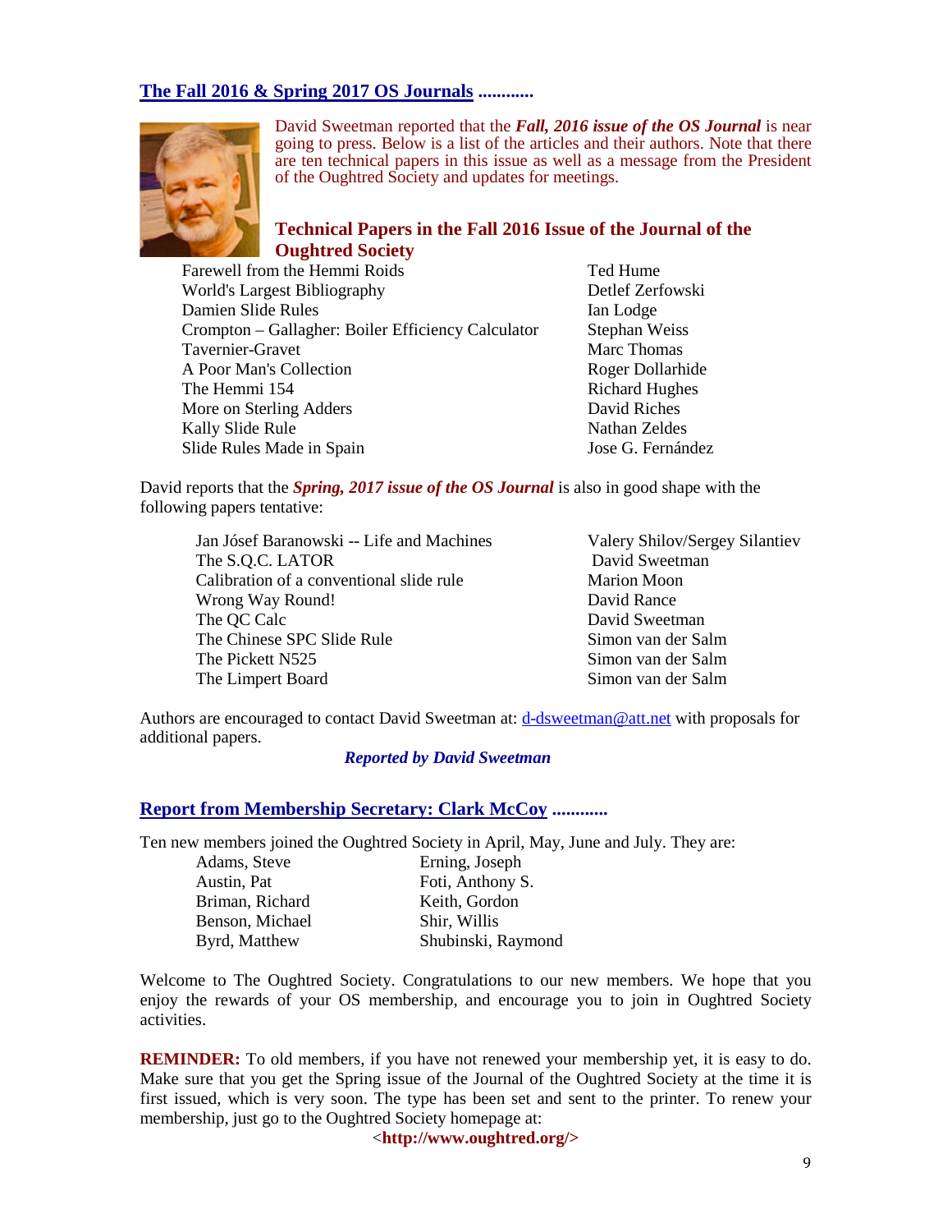## The Fall 2016 & Spring 2017 OS Journals ............

David Sweetman reported that the ***Fall, 2016 issue of the OS Journal*** is near going to press. Below is a list of the articles and their authors. Note that there are ten technical papers in this issue as well as a message from the President of the Oughtred Society and updates for meetings.

### Technical Papers in the Fall 2016 Issue of the Journal of the Oughtred Society

| | |
|---|---|
| Farewell from the Hemmi Roids | Ted Hume |
| World's Largest Bibliography | Detlef Zerfowski |
| Damien Slide Rules | Ian Lodge |
| Crompton – Gallagher: Boiler Efficiency Calculator | Stephan Weiss |
| Tavernier-Gravet | Marc Thomas |
| A Poor Man's Collection | Roger Dollarhide |
| The Hemmi 154 | Richard Hughes |
| More on Sterling Adders | David Riches |
| Kally Slide Rule | Nathan Zeldes |
| Slide Rules Made in Spain | Jose G. Fernández |

David reports that the ***Spring, 2017 issue of the OS Journal*** is also in good shape with the following papers tentative:

| | |
|---|---|
| Jan Jósef Baranowski -- Life and Machines | Valery Shilov/Sergey Silantiev |
| The S.Q.C. LATOR | David Sweetman |
| Calibration of a conventional slide rule | Marion Moon |
| Wrong Way Round! | David Rance |
| The QC Calc | David Sweetman |
| The Chinese SPC Slide Rule | Simon van der Salm |
| The Pickett N525 | Simon van der Salm |
| The Limpert Board | Simon van der Salm |

Authors are encouraged to contact David Sweetman at: d-dsweetman@att.net with proposals for additional papers.

***Reported by David Sweetman***

## Report from Membership Secretary: Clark McCoy ...........

Ten new members joined the Oughtred Society in April, May, June and July. They are:

| | |
|---|---|
| Adams, Steve | Erning, Joseph |
| Austin, Pat | Foti, Anthony S. |
| Briman, Richard | Keith, Gordon |
| Benson, Michael | Shir, Willis |
| Byrd, Matthew | Shubinski, Raymond |

Welcome to The Oughtred Society. Congratulations to our new members. We hope that you enjoy the rewards of your OS membership, and encourage you to join in Oughtred Society activities.

**REMINDER:** To old members, if you have not renewed your membership yet, it is easy to do. Make sure that you get the Spring issue of the Journal of the Oughtred Society at the time it is first issued, which is very soon. The type has been set and sent to the printer. To renew your membership, just go to the Oughtred Society homepage at:

<**http://www.oughtred.org/**>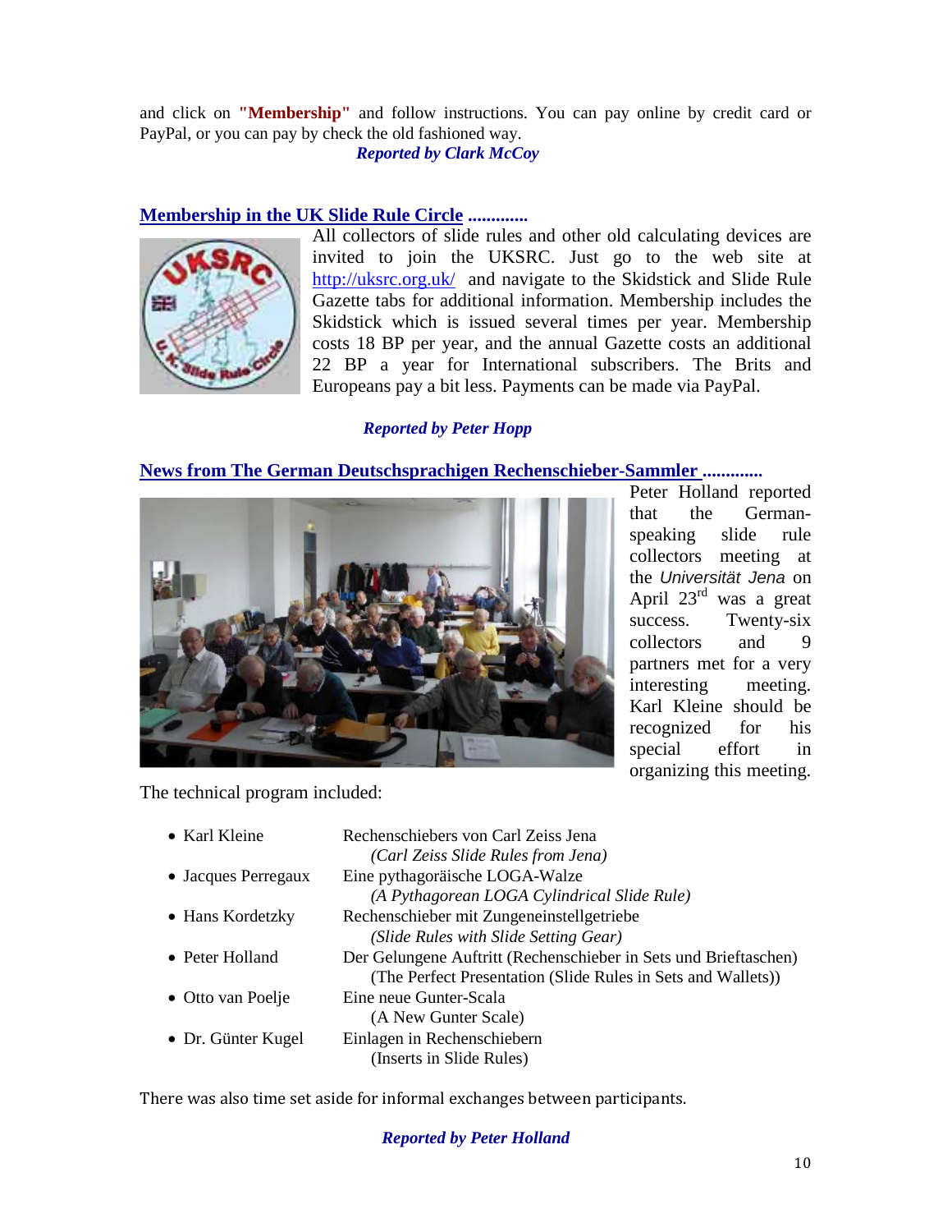and click on **"Membership"** and follow instructions. You can pay online by credit card or PayPal, or you can pay by check the old fashioned way.

***Reported by Clark McCoy***

## Membership in the UK Slide Rule Circle .............

All collectors of slide rules and other old calculating devices are invited to join the UKSRC. Just go to the web site at http://uksrc.org.uk/ and navigate to the Skidstick and Slide Rule Gazette tabs for additional information. Membership includes the Skidstick which is issued several times per year. Membership costs 18 BP per year, and the annual Gazette costs an additional 22 BP a year for International subscribers. The Brits and Europeans pay a bit less. Payments can be made via PayPal.

***Reported by Peter Hopp***

## News from The German Deutschsprachigen Rechenschieber-Sammler .............

Peter Holland reported that the German-speaking slide rule collectors meeting at the *Universität Jena* on April 23rd was a great success. Twenty-six collectors and 9 partners met for a very interesting meeting. Karl Kleine should be recognized for his special effort in organizing this meeting.

The technical program included:

- Karl Kleine — Rechenschiebers von Carl Zeiss Jena
  *(Carl Zeiss Slide Rules from Jena)*
- Jacques Perregaux — Eine pythagoräische LOGA-Walze
  *(A Pythagorean LOGA Cylindrical Slide Rule)*
- Hans Kordetzky — Rechenschieber mit Zungeneinstellgetriebe
  *(Slide Rules with Slide Setting Gear)*
- Peter Holland — Der Gelungene Auftritt (Rechenschieber in Sets und Brieftaschen)
  (The Perfect Presentation (Slide Rules in Sets and Wallets))
- Otto van Poelje — Eine neue Gunter-Scala
  (A New Gunter Scale)
- Dr. Günter Kugel — Einlagen in Rechenschiebern
  (Inserts in Slide Rules)

There was also time set aside for informal exchanges between participants.

***Reported by Peter Holland***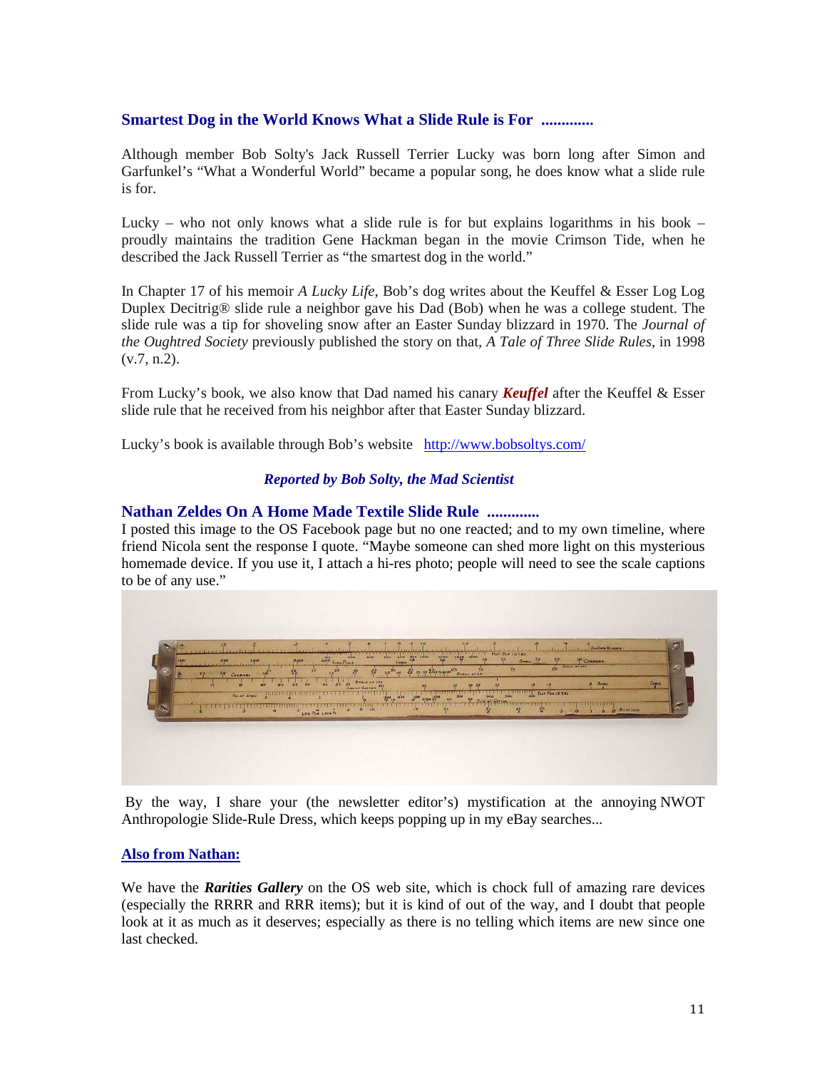## Smartest Dog in the World Knows What a Slide Rule is For .............

Although member Bob Solty's Jack Russell Terrier Lucky was born long after Simon and Garfunkel's "What a Wonderful World" became a popular song, he does know what a slide rule is for.

Lucky – who not only knows what a slide rule is for but explains logarithms in his book – proudly maintains the tradition Gene Hackman began in the movie Crimson Tide, when he described the Jack Russell Terrier as "the smartest dog in the world."

In Chapter 17 of his memoir *A Lucky Life*, Bob's dog writes about the Keuffel & Esser Log Log Duplex Decitrig® slide rule a neighbor gave his Dad (Bob) when he was a college student. The slide rule was a tip for shoveling snow after an Easter Sunday blizzard in 1970. The *Journal of the Oughtred Society* previously published the story on that, *A Tale of Three Slide Rules*, in 1998 (v.7, n.2).

From Lucky's book, we also know that Dad named his canary ***Keuffel*** after the Keuffel & Esser slide rule that he received from his neighbor after that Easter Sunday blizzard.

Lucky's book is available through Bob's website http://www.bobsoltys.com/

***Reported by Bob Solty, the Mad Scientist***

## Nathan Zeldes On A Home Made Textile Slide Rule .............

I posted this image to the OS Facebook page but no one reacted; and to my own timeline, where friend Nicola sent the response I quote. "Maybe someone can shed more light on this mysterious homemade device. If you use it, I attach a hi-res photo; people will need to see the scale captions to be of any use."

By the way, I share your (the newsletter editor's) mystification at the annoying NWOT Anthropologie Slide-Rule Dress, which keeps popping up in my eBay searches...

**Also from Nathan:**

We have the ***Rarities Gallery*** on the OS web site, which is chock full of amazing rare devices (especially the RRRR and RRR items); but it is kind of out of the way, and I doubt that people look at it as much as it deserves; especially as there is no telling which items are new since one last checked.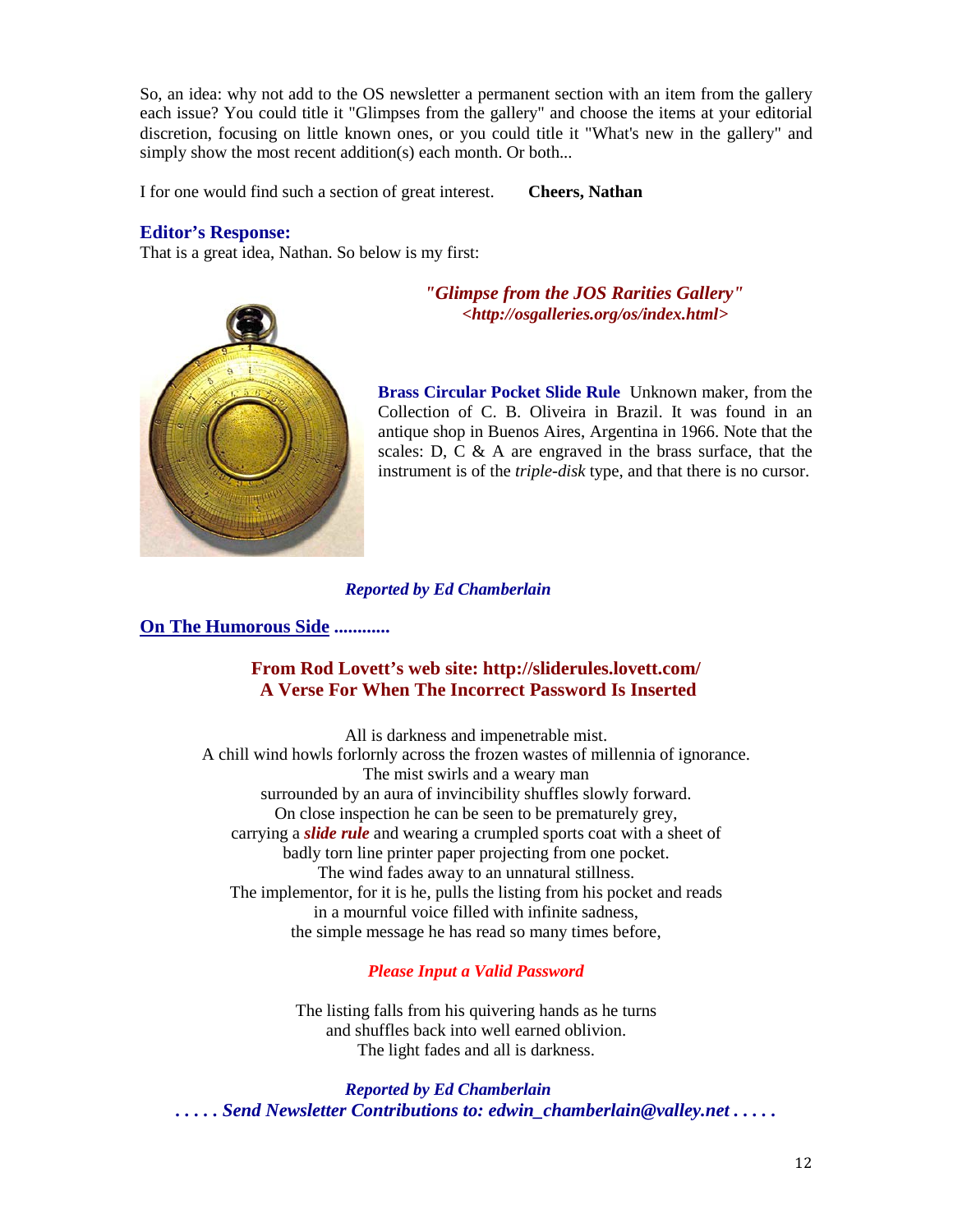So, an idea: why not add to the OS newsletter a permanent section with an item from the gallery each issue? You could title it "Glimpses from the gallery" and choose the items at your editorial discretion, focusing on little known ones, or you could title it "What's new in the gallery" and simply show the most recent addition(s) each month. Or both...

I for one would find such a section of great interest. **Cheers, Nathan**

### Editor's Response:

That is a great idea, Nathan. So below is my first:

***"Glimpse from the JOS Rarities Gallery"***
***<http://osgalleries.org/os/index.html>***

**Brass Circular Pocket Slide Rule** Unknown maker, from the Collection of C. B. Oliveira in Brazil. It was found in an antique shop in Buenos Aires, Argentina in 1966. Note that the scales: D, C & A are engraved in the brass surface, that the instrument is of the *triple-disk* type, and that there is no cursor.

*Reported by Ed Chamberlain*

## On The Humorous Side ............

### From Rod Lovett's web site: http://sliderules.lovett.com/
### A Verse For When The Incorrect Password Is Inserted

All is darkness and impenetrable mist.
A chill wind howls forlornly across the frozen wastes of millennia of ignorance.
The mist swirls and a weary man
surrounded by an aura of invincibility shuffles slowly forward.
On close inspection he can be seen to be prematurely grey,
carrying a ***slide rule*** and wearing a crumpled sports coat with a sheet of
badly torn line printer paper projecting from one pocket.
The wind fades away to an unnatural stillness.
The implementor, for it is he, pulls the listing from his pocket and reads
in a mournful voice filled with infinite sadness,
the simple message he has read so many times before,

***Please Input a Valid Password***

The listing falls from his quivering hands as he turns
and shuffles back into well earned oblivion.
The light fades and all is darkness.

*Reported by Ed Chamberlain*

***. . . . . Send Newsletter Contributions to: edwin_chamberlain@valley.net . . . . .***